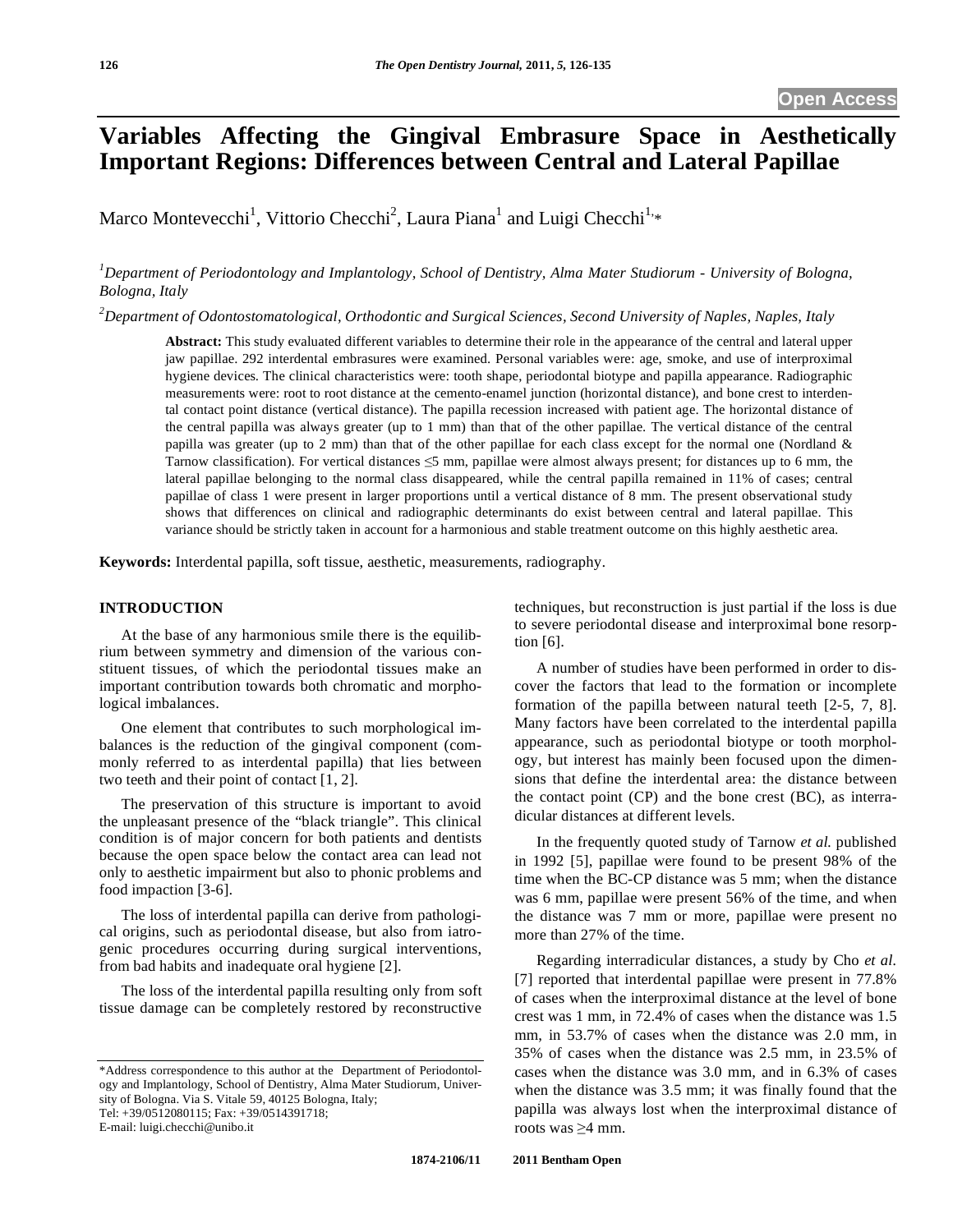# Variables Affecting the Gingival Embrasure Space in Aesthetically Important Regions: Differences between Central and Lateral Papillae

Marco Montevecchi[1], Vittorio Checchi[2], Laura Piana[1] and Luigi Checchi[1,*]

[1]*Department of Periodontology and Implantology, School of Dentistry, Alma Mater Studiorum - University of Bologna, Bologna, Italy*

[2]*Department of Odontostomatological, Orthodontic and Surgical Sciences, Second University of Naples, Naples, Italy*

**Abstract:** This study evaluated different variables to determine their role in the appearance of the central and lateral upper jaw papillae. 292 interdental embrasures were examined. Personal variables were: age, smoke, and use of interproximal hygiene devices. The clinical characteristics were: tooth shape, periodontal biotype and papilla appearance. Radiographic measurements were: root to root distance at the cemento-enamel junction (horizontal distance), and bone crest to interdental contact point distance (vertical distance). The papilla recession increased with patient age. The horizontal distance of the central papilla was always greater (up to 1 mm) than that of the other papillae. The vertical distance of the central papilla was greater (up to 2 mm) than that of the other papillae for each class except for the normal one (Nordland & Tarnow classification). For vertical distances ≤5 mm, papillae were almost always present; for distances up to 6 mm, the lateral papillae belonging to the normal class disappeared, while the central papilla remained in 11% of cases; central papillae of class 1 were present in larger proportions until a vertical distance of 8 mm. The present observational study shows that differences on clinical and radiographic determinants do exist between central and lateral papillae. This variance should be strictly taken in account for a harmonious and stable treatment outcome on this highly aesthetic area.

**Keywords:** Interdental papilla, soft tissue, aesthetic, measurements, radiography.

## INTRODUCTION

At the base of any harmonious smile there is the equilibrium between symmetry and dimension of the various constituent tissues, of which the periodontal tissues make an important contribution towards both chromatic and morphological imbalances.

One element that contributes to such morphological imbalances is the reduction of the gingival component (commonly referred to as interdental papilla) that lies between two teeth and their point of contact [1, 2].

The preservation of this structure is important to avoid the unpleasant presence of the "black triangle". This clinical condition is of major concern for both patients and dentists because the open space below the contact area can lead not only to aesthetic impairment but also to phonic problems and food impaction [3-6].

The loss of interdental papilla can derive from pathological origins, such as periodontal disease, but also from iatrogenic procedures occurring during surgical interventions, from bad habits and inadequate oral hygiene [2].

The loss of the interdental papilla resulting only from soft tissue damage can be completely restored by reconstructive techniques, but reconstruction is just partial if the loss is due to severe periodontal disease and interproximal bone resorption [6].

A number of studies have been performed in order to discover the factors that lead to the formation or incomplete formation of the papilla between natural teeth [2-5, 7, 8]. Many factors have been correlated to the interdental papilla appearance, such as periodontal biotype or tooth morphology, but interest has mainly been focused upon the dimensions that define the interdental area: the distance between the contact point (CP) and the bone crest (BC), as interradicular distances at different levels.

In the frequently quoted study of Tarnow *et al.* published in 1992 [5], papillae were found to be present 98% of the time when the BC-CP distance was 5 mm; when the distance was 6 mm, papillae were present 56% of the time, and when the distance was 7 mm or more, papillae were present no more than 27% of the time.

Regarding interradicular distances, a study by Cho *et al.* [7] reported that interdental papillae were present in 77.8% of cases when the interproximal distance at the level of bone crest was 1 mm, in 72.4% of cases when the distance was 1.5 mm, in 53.7% of cases when the distance was 2.0 mm, in 35% of cases when the distance was 2.5 mm, in 23.5% of cases when the distance was 3.0 mm, and in 6.3% of cases when the distance was 3.5 mm; it was finally found that the papilla was always lost when the interproximal distance of roots was ≥4 mm.

*Address correspondence to this author at the Department of Periodontology and Implantology, School of Dentistry, Alma Mater Studiorum, University of Bologna. Via S. Vitale 59, 40125 Bologna, Italy; Tel: +39/0512080115; Fax: +39/0514391718; E-mail: luigi.checchi@unibo.it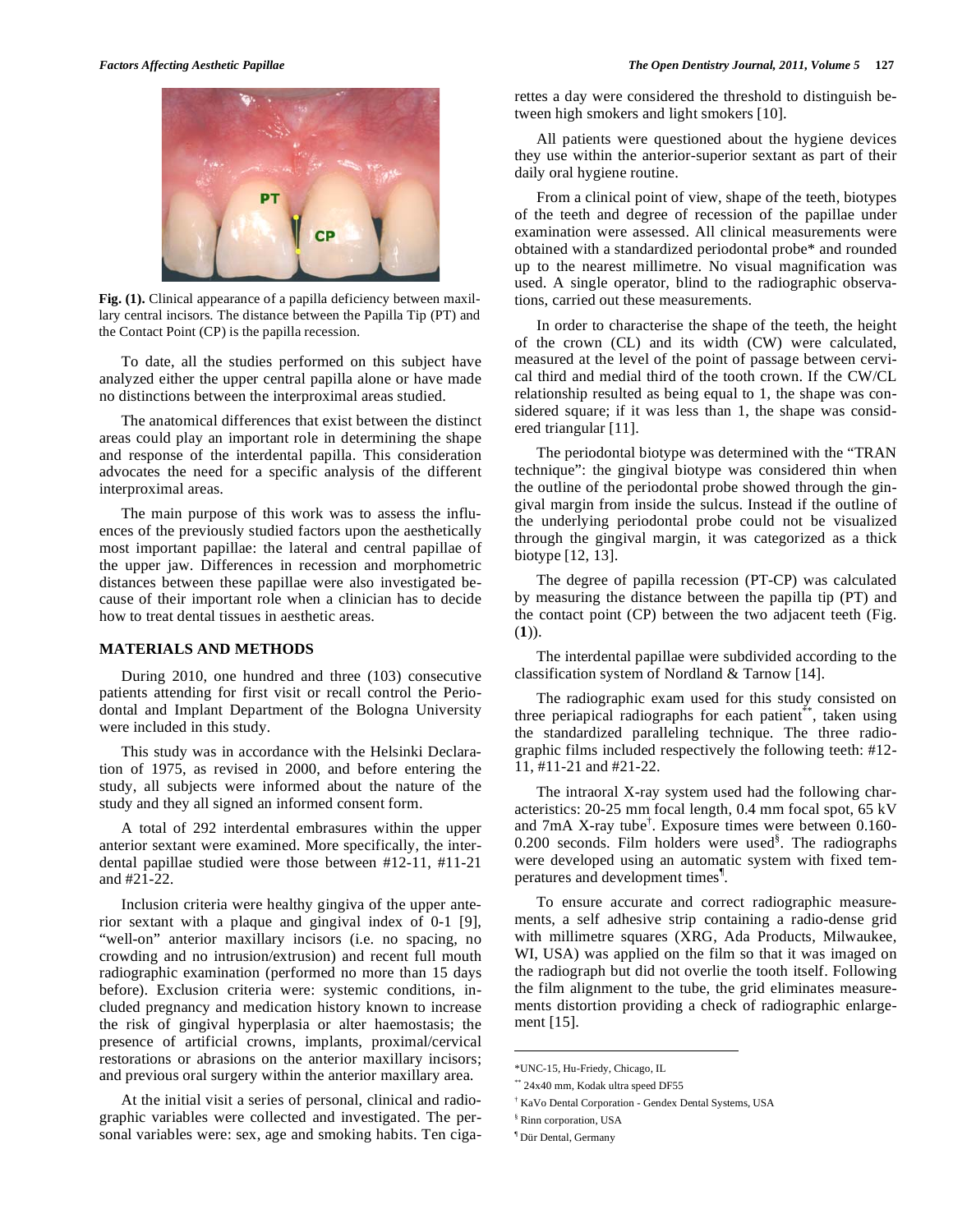Fig. (1). Clinical appearance of a papilla deficiency between maxillary central incisors. The distance between the Papilla Tip (PT) and the Contact Point (CP) is the papilla recession.

To date, all the studies performed on this subject have analyzed either the upper central papilla alone or have made no distinctions between the interproximal areas studied.

The anatomical differences that exist between the distinct areas could play an important role in determining the shape and response of the interdental papilla. This consideration advocates the need for a specific analysis of the different interproximal areas.

The main purpose of this work was to assess the influences of the previously studied factors upon the aesthetically most important papillae: the lateral and central papillae of the upper jaw. Differences in recession and morphometric distances between these papillae were also investigated because of their important role when a clinician has to decide how to treat dental tissues in aesthetic areas.

## MATERIALS AND METHODS

During 2010, one hundred and three (103) consecutive patients attending for first visit or recall control the Periodontal and Implant Department of the Bologna University were included in this study.

This study was in accordance with the Helsinki Declaration of 1975, as revised in 2000, and before entering the study, all subjects were informed about the nature of the study and they all signed an informed consent form.

A total of 292 interdental embrasures within the upper anterior sextant were examined. More specifically, the interdental papillae studied were those between #12-11, #11-21 and #21-22.

Inclusion criteria were healthy gingiva of the upper anterior sextant with a plaque and gingival index of 0-1 [9], "well-on" anterior maxillary incisors (i.e. no spacing, no crowding and no intrusion/extrusion) and recent full mouth radiographic examination (performed no more than 15 days before). Exclusion criteria were: systemic conditions, included pregnancy and medication history known to increase the risk of gingival hyperplasia or alter haemostasis; the presence of artificial crowns, implants, proximal/cervical restorations or abrasions on the anterior maxillary incisors; and previous oral surgery within the anterior maxillary area.

At the initial visit a series of personal, clinical and radiographic variables were collected and investigated. The personal variables were: sex, age and smoking habits. Ten cigarettes a day were considered the threshold to distinguish between high smokers and light smokers [10].

All patients were questioned about the hygiene devices they use within the anterior-superior sextant as part of their daily oral hygiene routine.

From a clinical point of view, shape of the teeth, biotypes of the teeth and degree of recession of the papillae under examination were assessed. All clinical measurements were obtained with a standardized periodontal probe* and rounded up to the nearest millimetre. No visual magnification was used. A single operator, blind to the radiographic observations, carried out these measurements.

In order to characterise the shape of the teeth, the height of the crown (CL) and its width (CW) were calculated, measured at the level of the point of passage between cervical third and medial third of the tooth crown. If the CW/CL relationship resulted as being equal to 1, the shape was considered square; if it was less than 1, the shape was considered triangular [11].

The periodontal biotype was determined with the "TRAN technique": the gingival biotype was considered thin when the outline of the periodontal probe showed through the gingival margin from inside the sulcus. Instead if the outline of the underlying periodontal probe could not be visualized through the gingival margin, it was categorized as a thick biotype [12, 13].

The degree of papilla recession (PT-CP) was calculated by measuring the distance between the papilla tip (PT) and the contact point (CP) between the two adjacent teeth (Fig. (**1**)).

The interdental papillae were subdivided according to the classification system of Nordland & Tarnow [14].

The radiographic exam used for this study consisted on three periapical radiographs for each patient**, taken using the standardized paralleling technique. The three radiographic films included respectively the following teeth: #12-11, #11-21 and #21-22.

The intraoral X-ray system used had the following characteristics: 20-25 mm focal length, 0.4 mm focal spot, 65 kV and 7mA X-ray tube†. Exposure times were between 0.160-0.200 seconds. Film holders were used§. The radiographs were developed using an automatic system with fixed temperatures and development times¶.

To ensure accurate and correct radiographic measurements, a self adhesive strip containing a radio-dense grid with millimetre squares (XRG, Ada Products, Milwaukee, WI, USA) was applied on the film so that it was imaged on the radiograph but did not overlie the tooth itself. Following the film alignment to the tube, the grid eliminates measurements distortion providing a check of radiographic enlargement [15].

---

*UNC-15, Hu-Friedy, Chicago, IL

** 24x40 mm, Kodak ultra speed DF55

† KaVo Dental Corporation - Gendex Dental Systems, USA

§ Rinn corporation, USA

¶ Dür Dental, Germany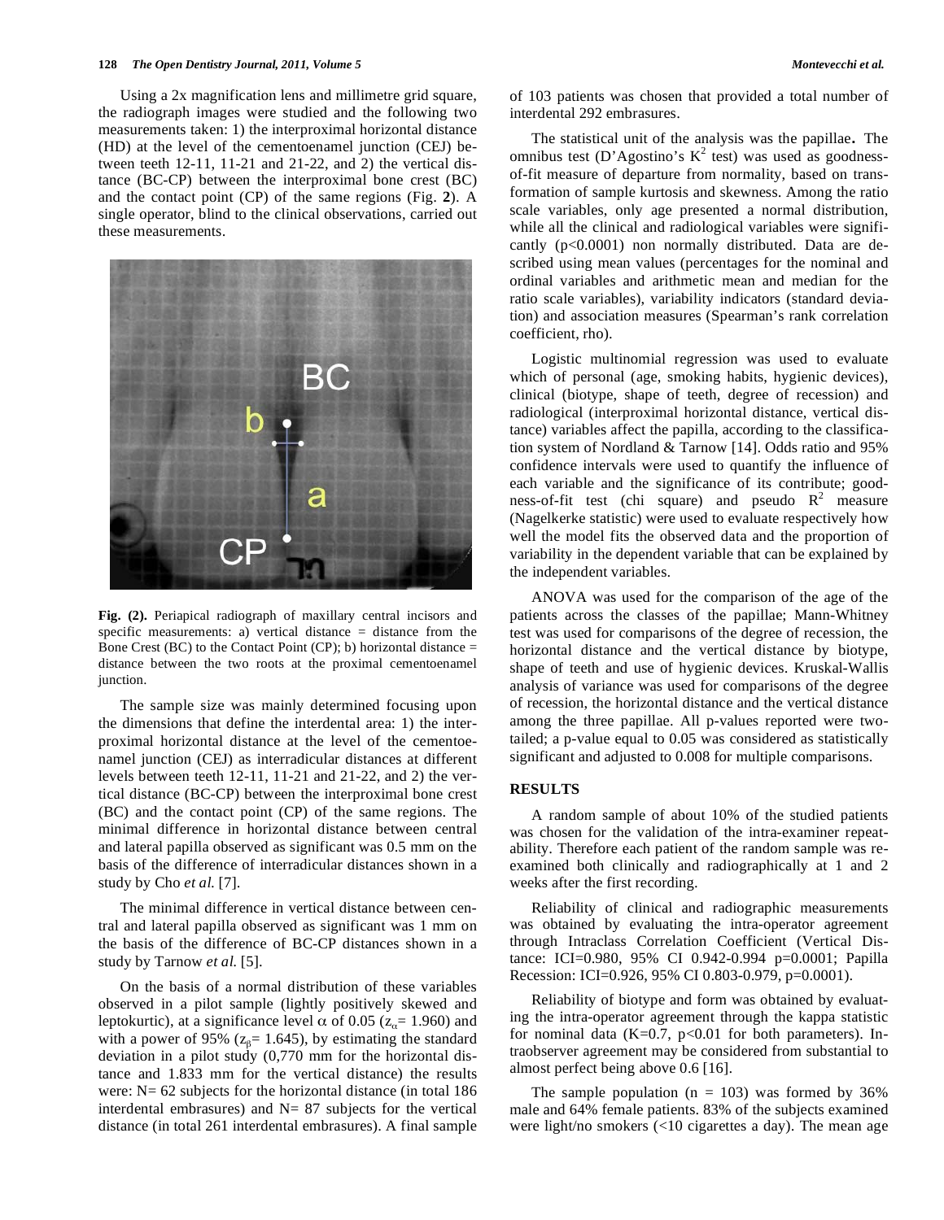Using a 2x magnification lens and millimetre grid square, the radiograph images were studied and the following two measurements taken: 1) the interproximal horizontal distance (HD) at the level of the cementoenamel junction (CEJ) between teeth 12-11, 11-21 and 21-22, and 2) the vertical distance (BC-CP) between the interproximal bone crest (BC) and the contact point (CP) of the same regions (Fig. **2**). A single operator, blind to the clinical observations, carried out these measurements.

**Fig. (2).** Periapical radiograph of maxillary central incisors and specific measurements: a) vertical distance = distance from the Bone Crest (BC) to the Contact Point (CP); b) horizontal distance = distance between the two roots at the proximal cementoenamel junction.

The sample size was mainly determined focusing upon the dimensions that define the interdental area: 1) the interproximal horizontal distance at the level of the cementoenamel junction (CEJ) as interradicular distances at different levels between teeth 12-11, 11-21 and 21-22, and 2) the vertical distance (BC-CP) between the interproximal bone crest (BC) and the contact point (CP) of the same regions. The minimal difference in horizontal distance between central and lateral papilla observed as significant was 0.5 mm on the basis of the difference of interradicular distances shown in a study by Cho *et al.* [7].

The minimal difference in vertical distance between central and lateral papilla observed as significant was 1 mm on the basis of the difference of BC-CP distances shown in a study by Tarnow *et al.* [5].

On the basis of a normal distribution of these variables observed in a pilot sample (lightly positively skewed and leptokurtic), at a significance level $\alpha$ of 0.05 ($z_{\alpha}$= 1.960) and with a power of 95% ($z_{\beta}$= 1.645), by estimating the standard deviation in a pilot study (0,770 mm for the horizontal distance and 1.833 mm for the vertical distance) the results were: N= 62 subjects for the horizontal distance (in total 186 interdental embrasures) and N= 87 subjects for the vertical distance (in total 261 interdental embrasures). A final sample of 103 patients was chosen that provided a total number of interdental 292 embrasures.

The statistical unit of the analysis was the papillae**.** The omnibus test (D'Agostino's $K^2$ test) was used as goodness-of-fit measure of departure from normality, based on transformation of sample kurtosis and skewness. Among the ratio scale variables, only age presented a normal distribution, while all the clinical and radiological variables were significantly ($p<0.0001$) non normally distributed. Data are described using mean values (percentages for the nominal and ordinal variables and arithmetic mean and median for the ratio scale variables), variability indicators (standard deviation) and association measures (Spearman's rank correlation coefficient, rho).

Logistic multinomial regression was used to evaluate which of personal (age, smoking habits, hygienic devices), clinical (biotype, shape of teeth, degree of recession) and radiological (interproximal horizontal distance, vertical distance) variables affect the papilla, according to the classification system of Nordland & Tarnow [14]. Odds ratio and 95% confidence intervals were used to quantify the influence of each variable and the significance of its contribute; goodness-of-fit test (chi square) and pseudo $R^2$ measure (Nagelkerke statistic) were used to evaluate respectively how well the model fits the observed data and the proportion of variability in the dependent variable that can be explained by the independent variables.

ANOVA was used for the comparison of the age of the patients across the classes of the papillae; Mann-Whitney test was used for comparisons of the degree of recession, the horizontal distance and the vertical distance by biotype, shape of teeth and use of hygienic devices. Kruskal-Wallis analysis of variance was used for comparisons of the degree of recession, the horizontal distance and the vertical distance among the three papillae. All p-values reported were two-tailed; a p-value equal to 0.05 was considered as statistically significant and adjusted to 0.008 for multiple comparisons.

## RESULTS

A random sample of about 10% of the studied patients was chosen for the validation of the intra-examiner repeatability. Therefore each patient of the random sample was re-examined both clinically and radiographically at 1 and 2 weeks after the first recording.

Reliability of clinical and radiographic measurements was obtained by evaluating the intra-operator agreement through Intraclass Correlation Coefficient (Vertical Distance: ICI=0.980, 95% CI 0.942-0.994 p=0.0001; Papilla Recession: ICI=0.926, 95% CI 0.803-0.979, p=0.0001).

Reliability of biotype and form was obtained by evaluating the intra-operator agreement through the kappa statistic for nominal data (K=0.7, $p<0.01$ for both parameters). Intraobserver agreement may be considered from substantial to almost perfect being above 0.6 [16].

The sample population (n = 103) was formed by 36% male and 64% female patients. 83% of the subjects examined were light/no smokers (<10 cigarettes a day). The mean age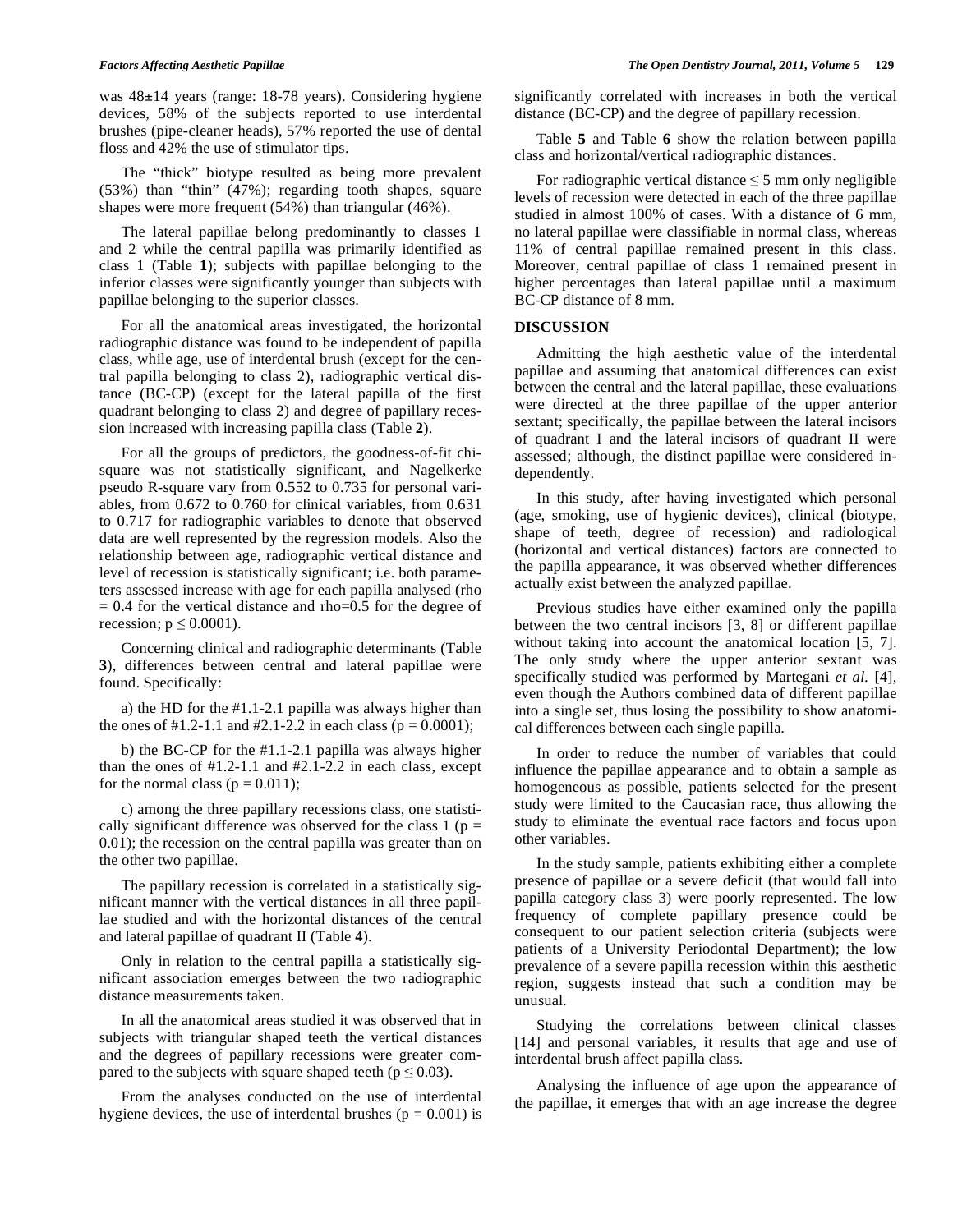was 48±14 years (range: 18-78 years). Considering hygiene devices, 58% of the subjects reported to use interdental brushes (pipe-cleaner heads), 57% reported the use of dental floss and 42% the use of stimulator tips.

The "thick" biotype resulted as being more prevalent (53%) than "thin" (47%); regarding tooth shapes, square shapes were more frequent (54%) than triangular (46%).

The lateral papillae belong predominantly to classes 1 and 2 while the central papilla was primarily identified as class 1 (Table **1**); subjects with papillae belonging to the inferior classes were significantly younger than subjects with papillae belonging to the superior classes.

For all the anatomical areas investigated, the horizontal radiographic distance was found to be independent of papilla class, while age, use of interdental brush (except for the central papilla belonging to class 2), radiographic vertical distance (BC-CP) (except for the lateral papilla of the first quadrant belonging to class 2) and degree of papillary recession increased with increasing papilla class (Table **2**).

For all the groups of predictors, the goodness-of-fit chi-square was not statistically significant, and Nagelkerke pseudo R-square vary from 0.552 to 0.735 for personal variables, from 0.672 to 0.760 for clinical variables, from 0.631 to 0.717 for radiographic variables to denote that observed data are well represented by the regression models. Also the relationship between age, radiographic vertical distance and level of recession is statistically significant; i.e. both parameters assessed increase with age for each papilla analysed (rho = 0.4 for the vertical distance and rho=0.5 for the degree of recession; $p \leq 0.0001$).

Concerning clinical and radiographic determinants (Table **3**), differences between central and lateral papillae were found. Specifically:

a) the HD for the #1.1-2.1 papilla was always higher than the ones of #1.2-1.1 and #2.1-2.2 in each class ($p = 0.0001$);

b) the BC-CP for the #1.1-2.1 papilla was always higher than the ones of #1.2-1.1 and #2.1-2.2 in each class, except for the normal class ($p = 0.011$);

c) among the three papillary recessions class, one statistically significant difference was observed for the class 1 ($p = 0.01$); the recession on the central papilla was greater than on the other two papillae.

The papillary recession is correlated in a statistically significant manner with the vertical distances in all three papillae studied and with the horizontal distances of the central and lateral papillae of quadrant II (Table **4**).

Only in relation to the central papilla a statistically significant association emerges between the two radiographic distance measurements taken.

In all the anatomical areas studied it was observed that in subjects with triangular shaped teeth the vertical distances and the degrees of papillary recessions were greater compared to the subjects with square shaped teeth ($p \leq 0.03$).

From the analyses conducted on the use of interdental hygiene devices, the use of interdental brushes ($p = 0.001$) is significantly correlated with increases in both the vertical distance (BC-CP) and the degree of papillary recession.

Table **5** and Table **6** show the relation between papilla class and horizontal/vertical radiographic distances.

For radiographic vertical distance ≤ 5 mm only negligible levels of recession were detected in each of the three papillae studied in almost 100% of cases. With a distance of 6 mm, no lateral papillae were classifiable in normal class, whereas 11% of central papillae remained present in this class. Moreover, central papillae of class 1 remained present in higher percentages than lateral papillae until a maximum BC-CP distance of 8 mm.

## DISCUSSION

Admitting the high aesthetic value of the interdental papillae and assuming that anatomical differences can exist between the central and the lateral papillae, these evaluations were directed at the three papillae of the upper anterior sextant; specifically, the papillae between the lateral incisors of quadrant I and the lateral incisors of quadrant II were assessed; although, the distinct papillae were considered independently.

In this study, after having investigated which personal (age, smoking, use of hygienic devices), clinical (biotype, shape of teeth, degree of recession) and radiological (horizontal and vertical distances) factors are connected to the papilla appearance, it was observed whether differences actually exist between the analyzed papillae.

Previous studies have either examined only the papilla between the two central incisors [3, 8] or different papillae without taking into account the anatomical location [5, 7]. The only study where the upper anterior sextant was specifically studied was performed by Martegani *et al.* [4], even though the Authors combined data of different papillae into a single set, thus losing the possibility to show anatomical differences between each single papilla.

In order to reduce the number of variables that could influence the papillae appearance and to obtain a sample as homogeneous as possible, patients selected for the present study were limited to the Caucasian race, thus allowing the study to eliminate the eventual race factors and focus upon other variables.

In the study sample, patients exhibiting either a complete presence of papillae or a severe deficit (that would fall into papilla category class 3) were poorly represented. The low frequency of complete papillary presence could be consequent to our patient selection criteria (subjects were patients of a University Periodontal Department); the low prevalence of a severe papilla recession within this aesthetic region, suggests instead that such a condition may be unusual.

Studying the correlations between clinical classes [14] and personal variables, it results that age and use of interdental brush affect papilla class.

Analysing the influence of age upon the appearance of the papillae, it emerges that with an age increase the degree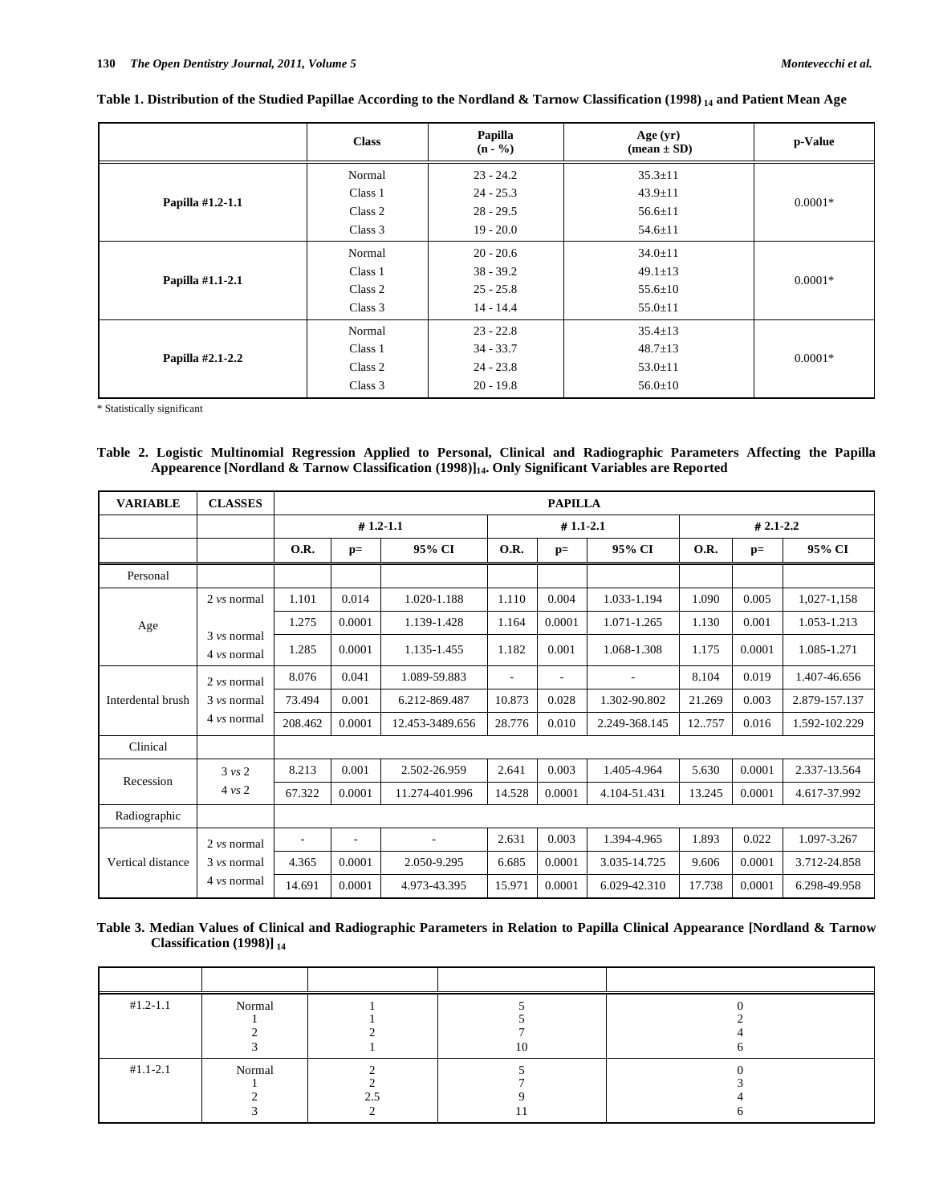**Table 1. Distribution of the Studied Papillae According to the Nordland & Tarnow Classification (1998)** [14] **and Patient Mean Age**

| | Class | Papilla (n - %) | Age (yr) (mean ± SD) | p-Value |
|---|---|---|---|---|
| **Papilla #1.2-1.1** | Normal | 23 - 24.2 | 35.3±11 | 0.0001* |
| | Class 1 | 24 - 25.3 | 43.9±11 | |
| | Class 2 | 28 - 29.5 | 56.6±11 | |
| | Class 3 | 19 - 20.0 | 54.6±11 | |
| **Papilla #1.1-2.1** | Normal | 20 - 20.6 | 34.0±11 | 0.0001* |
| | Class 1 | 38 - 39.2 | 49.1±13 | |
| | Class 2 | 25 - 25.8 | 55.6±10 | |
| | Class 3 | 14 - 14.4 | 55.0±11 | |
| **Papilla #2.1-2.2** | Normal | 23 - 22.8 | 35.4±13 | 0.0001* |
| | Class 1 | 34 - 33.7 | 48.7±13 | |
| | Class 2 | 24 - 23.8 | 53.0±11 | |
| | Class 3 | 20 - 19.8 | 56.0±10 | |

\* Statistically significant

**Table 2. Logistic Multinomial Regression Applied to Personal, Clinical and Radiographic Parameters Affecting the Papilla Appearence [Nordland & Tarnow Classification (1998)]** [14]**. Only Significant Variables are Reported**

| VARIABLE | CLASSES | PAPILLA | | | | | | | | |
|---|---|---|---|---|---|---|---|---|---|---|
| | | # 1.2-1.1 | | | # 1.1-2.1 | | | # 2.1-2.2 | | |
| | | O.R. | p= | 95% CI | O.R. | p= | 95% CI | O.R. | p= | 95% CI |
| Personal | | | | | | | | | | |
| Age | 2 *vs* normal | 1.101 | 0.014 | 1.020-1.188 | 1.110 | 0.004 | 1.033-1.194 | 1.090 | 0.005 | 1,027-1,158 |
| | 3 *vs* normal | 1.275 | 0.0001 | 1.139-1.428 | 1.164 | 0.0001 | 1.071-1.265 | 1.130 | 0.001 | 1.053-1.213 |
| | 4 *vs* normal | 1.285 | 0.0001 | 1.135-1.455 | 1.182 | 0.001 | 1.068-1.308 | 1.175 | 0.0001 | 1.085-1.271 |
| Interdental brush | 2 *vs* normal | 8.076 | 0.041 | 1.089-59.883 | - | - | - | 8.104 | 0.019 | 1.407-46.656 |
| | 3 *vs* normal | 73.494 | 0.001 | 6.212-869.487 | 10.873 | 0.028 | 1.302-90.802 | 21.269 | 0.003 | 2.879-157.137 |
| | 4 *vs* normal | 208.462 | 0.0001 | 12.453-3489.656 | 28.776 | 0.010 | 2.249-368.145 | 12..757 | 0.016 | 1.592-102.229 |
| Clinical | | | | | | | | | | |
| Recession | 3 *vs* 2 | 8.213 | 0.001 | 2.502-26.959 | 2.641 | 0.003 | 1.405-4.964 | 5.630 | 0.0001 | 2.337-13.564 |
| | 4 *vs* 2 | 67.322 | 0.0001 | 11.274-401.996 | 14.528 | 0.0001 | 4.104-51.431 | 13.245 | 0.0001 | 4.617-37.992 |
| Radiographic | | | | | | | | | | |
| Vertical distance | 2 *vs* normal | - | - | - | 2.631 | 0.003 | 1.394-4.965 | 1.893 | 0.022 | 1.097-3.267 |
| | 3 *vs* normal | 4.365 | 0.0001 | 2.050-9.295 | 6.685 | 0.0001 | 3.035-14.725 | 9.606 | 0.0001 | 3.712-24.858 |
| | 4 *vs* normal | 14.691 | 0.0001 | 4.973-43.395 | 15.971 | 0.0001 | 6.029-42.310 | 17.738 | 0.0001 | 6.298-49.958 |

**Table 3. Median Values of Clinical and Radiographic Parameters in Relation to Papilla Clinical Appearance [Nordland & Tarnow Classification (1998)]** [14]

| | | | | |
|---|---|---|---|---|
| #1.2-1.1 | Normal | 1 | 5 | 0 |
| | 1 | 1 | 5 | 2 |
| | 2 | 2 | 7 | 4 |
| | 3 | 1 | 10 | 6 |
| #1.1-2.1 | Normal | 2 | 5 | 0 |
| | 1 | 2 | 7 | 3 |
| | 2 | 2.5 | 9 | 4 |
| | 3 | 2 | 11 | 6 |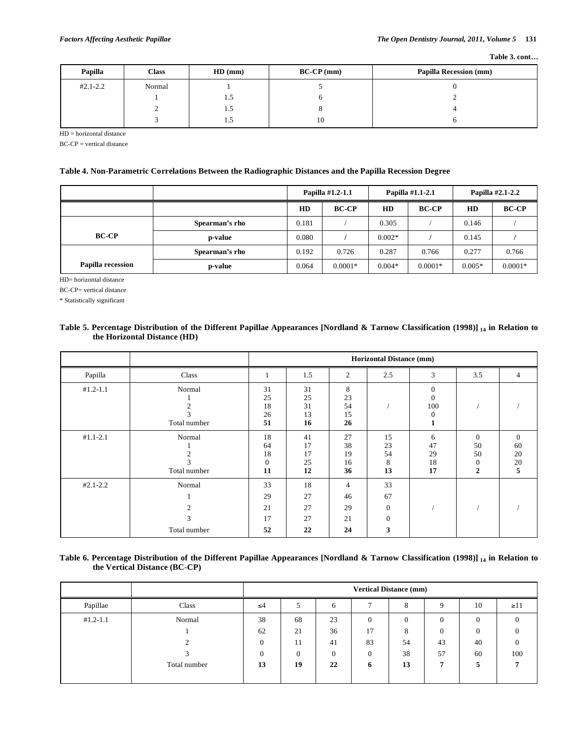**Table 3. cont…**

| Papilla | Class | HD (mm) | BC-CP (mm) | Papilla Recession (mm) |
|---|---|---|---|---|
| #2.1-2.2 | Normal | 1 | 5 | 0 |
| | 1 | 1.5 | 6 | 2 |
| | 2 | 1.5 | 8 | 4 |
| | 3 | 1.5 | 10 | 6 |

HD = horizontal distance

BC-CP = vertical distance

**Table 4. Non-Parametric Correlations Between the Radiographic Distances and the Papilla Recession Degree**

| | | Papilla #1.2-1.1 | | Papilla #1.1-2.1 | | Papilla #2.1-2.2 | |
|---|---|---|---|---|---|---|---|
| | | HD | BC-CP | HD | BC-CP | HD | BC-CP |
| BC-CP | Spearman's rho | 0.181 | / | 0.305 | / | 0.146 | / |
| | p-value | 0.080 | / | 0.002* | / | 0.145 | / |
| Papilla recession | Spearman's rho | 0.192 | 0.726 | 0.287 | 0.766 | 0.277 | 0.766 |
| | p-value | 0.064 | 0.0001* | 0.004* | 0.0001* | 0.005* | 0.0001* |

HD= horizontal distance

BC-CP= vertical distance

\* Statistically significant

**Table 5. Percentage Distribution of the Different Papillae Appearances [Nordland & Tarnow Classification (1998)] [14] in Relation to the Horizontal Distance (HD)**

| | | Horizontal Distance (mm) | | | | | | |
|---|---|---|---|---|---|---|---|---|
| Papilla | Class | 1 | 1.5 | 2 | 2.5 | 3 | 3.5 | 4 |
| #1.2-1.1 | Normal | 31 | 31 | 8 | / | 0 | / | / |
| | 1 | 25 | 25 | 23 | | 0 | | |
| | 2 | 18 | 31 | 54 | | 100 | | |
| | 3 | 26 | 13 | 15 | | 0 | | |
| | Total number | **51** | **16** | **26** | | **1** | | |
| #1.1-2.1 | Normal | 18 | 41 | 27 | 15 | 6 | 0 | 0 |
| | 1 | 64 | 17 | 38 | 23 | 47 | 50 | 60 |
| | 2 | 18 | 17 | 19 | 54 | 29 | 50 | 20 |
| | 3 | 0 | 25 | 16 | 8 | 18 | 0 | 20 |
| | Total number | **11** | **12** | **36** | **13** | **17** | **2** | **5** |
| #2.1-2.2 | Normal | 33 | 18 | 4 | 33 | / | / | / |
| | 1 | 29 | 27 | 46 | 67 | | | |
| | 2 | 21 | 27 | 29 | 0 | | | |
| | 3 | 17 | 27 | 21 | 0 | | | |
| | Total number | **52** | **22** | **24** | **3** | | | |

**Table 6. Percentage Distribution of the Different Papillae Appearances [Nordland & Tarnow Classification (1998)] [14] in Relation to the Vertical Distance (BC-CP)**

| | | Vertical Distance (mm) | | | | | | | |
|---|---|---|---|---|---|---|---|---|---|
| Papillae | Class | ≤4 | 5 | 6 | 7 | 8 | 9 | 10 | ≥11 |
| #1.2-1.1 | Normal | 38 | 68 | 23 | 0 | 0 | 0 | 0 | 0 |
| | 1 | 62 | 21 | 36 | 17 | 8 | 0 | 0 | 0 |
| | 2 | 0 | 11 | 41 | 83 | 54 | 43 | 40 | 0 |
| | 3 | 0 | 0 | 0 | 0 | 38 | 57 | 60 | 100 |
| | Total number | **13** | **19** | **22** | **6** | **13** | **7** | **5** | **7** |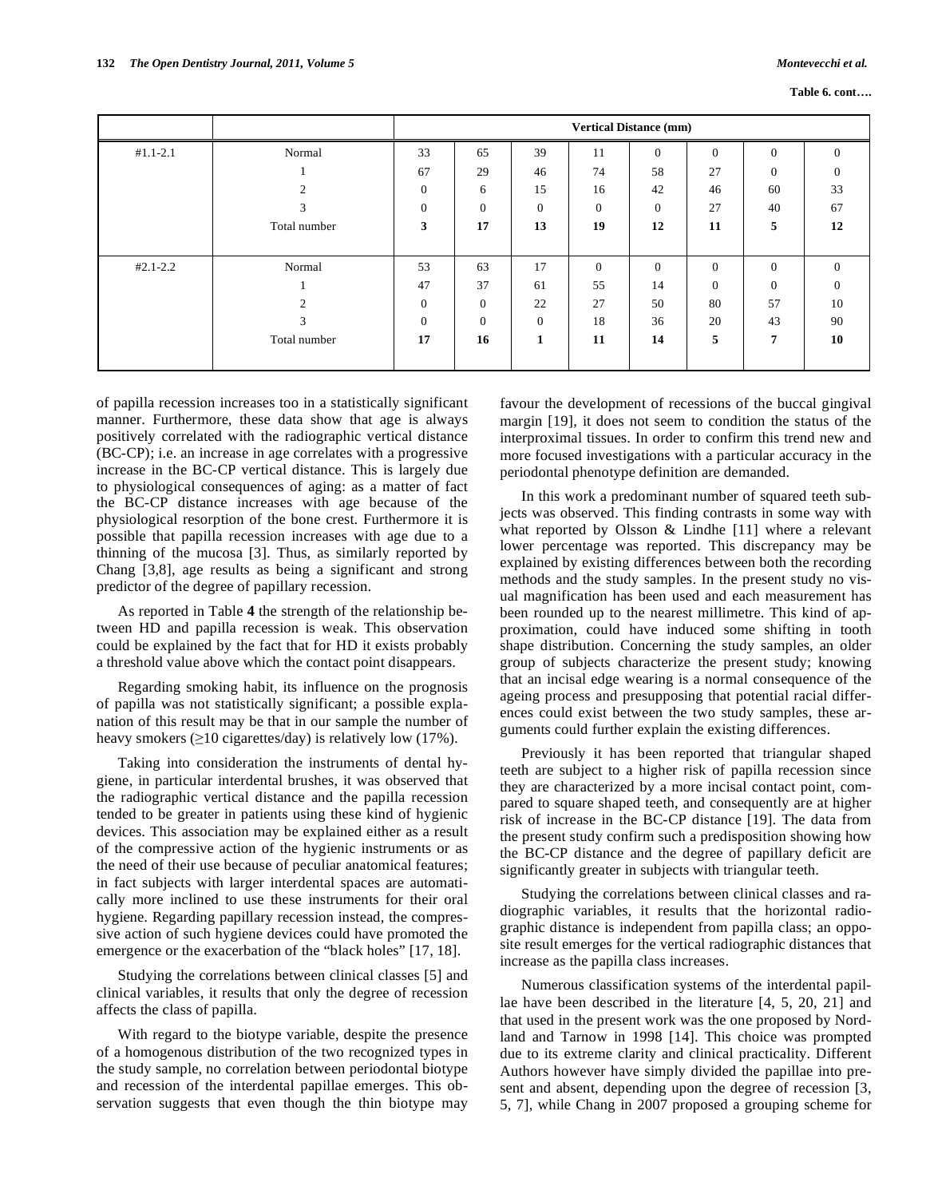Table 6. cont….

| | | Vertical Distance (mm) | | | | | | | |
|---|---|---|---|---|---|---|---|---|---|
| #1.1-2.1 | Normal | 33 | 65 | 39 | 11 | 0 | 0 | 0 | 0 |
| | 1 | 67 | 29 | 46 | 74 | 58 | 27 | 0 | 0 |
| | 2 | 0 | 6 | 15 | 16 | 42 | 46 | 60 | 33 |
| | 3 | 0 | 0 | 0 | 0 | 0 | 27 | 40 | 67 |
| | Total number | **3** | **17** | **13** | **19** | **12** | **11** | **5** | **12** |
| #2.1-2.2 | Normal | 53 | 63 | 17 | 0 | 0 | 0 | 0 | 0 |
| | 1 | 47 | 37 | 61 | 55 | 14 | 0 | 0 | 0 |
| | 2 | 0 | 0 | 22 | 27 | 50 | 80 | 57 | 10 |
| | 3 | 0 | 0 | 0 | 18 | 36 | 20 | 43 | 90 |
| | Total number | **17** | **16** | **1** | **11** | **14** | **5** | **7** | **10** |

of papilla recession increases too in a statistically significant manner. Furthermore, these data show that age is always positively correlated with the radiographic vertical distance (BC-CP); i.e. an increase in age correlates with a progressive increase in the BC-CP vertical distance. This is largely due to physiological consequences of aging: as a matter of fact the BC-CP distance increases with age because of the physiological resorption of the bone crest. Furthermore it is possible that papilla recession increases with age due to a thinning of the mucosa [3]. Thus, as similarly reported by Chang [3,8], age results as being a significant and strong predictor of the degree of papillary recession.

As reported in Table **4** the strength of the relationship between HD and papilla recession is weak. This observation could be explained by the fact that for HD it exists probably a threshold value above which the contact point disappears.

Regarding smoking habit, its influence on the prognosis of papilla was not statistically significant; a possible explanation of this result may be that in our sample the number of heavy smokers ($\geq$10 cigarettes/day) is relatively low (17%).

Taking into consideration the instruments of dental hygiene, in particular interdental brushes, it was observed that the radiographic vertical distance and the papilla recession tended to be greater in patients using these kind of hygienic devices. This association may be explained either as a result of the compressive action of the hygienic instruments or as the need of their use because of peculiar anatomical features; in fact subjects with larger interdental spaces are automatically more inclined to use these instruments for their oral hygiene. Regarding papillary recession instead, the compressive action of such hygiene devices could have promoted the emergence or the exacerbation of the "black holes" [17, 18].

Studying the correlations between clinical classes [5] and clinical variables, it results that only the degree of recession affects the class of papilla.

With regard to the biotype variable, despite the presence of a homogenous distribution of the two recognized types in the study sample, no correlation between periodontal biotype and recession of the interdental papillae emerges. This observation suggests that even though the thin biotype may favour the development of recessions of the buccal gingival margin [19], it does not seem to condition the status of the interproximal tissues. In order to confirm this trend new and more focused investigations with a particular accuracy in the periodontal phenotype definition are demanded.

In this work a predominant number of squared teeth subjects was observed. This finding contrasts in some way with what reported by Olsson & Lindhe [11] where a relevant lower percentage was reported. This discrepancy may be explained by existing differences between both the recording methods and the study samples. In the present study no visual magnification has been used and each measurement has been rounded up to the nearest millimetre. This kind of approximation, could have induced some shifting in tooth shape distribution. Concerning the study samples, an older group of subjects characterize the present study; knowing that an incisal edge wearing is a normal consequence of the ageing process and presupposing that potential racial differences could exist between the two study samples, these arguments could further explain the existing differences.

Previously it has been reported that triangular shaped teeth are subject to a higher risk of papilla recession since they are characterized by a more incisal contact point, compared to square shaped teeth, and consequently are at higher risk of increase in the BC-CP distance [19]. The data from the present study confirm such a predisposition showing how the BC-CP distance and the degree of papillary deficit are significantly greater in subjects with triangular teeth.

Studying the correlations between clinical classes and radiographic variables, it results that the horizontal radiographic distance is independent from papilla class; an opposite result emerges for the vertical radiographic distances that increase as the papilla class increases.

Numerous classification systems of the interdental papillae have been described in the literature [4, 5, 20, 21] and that used in the present work was the one proposed by Nordland and Tarnow in 1998 [14]. This choice was prompted due to its extreme clarity and clinical practicality. Different Authors however have simply divided the papillae into present and absent, depending upon the degree of recession [3, 5, 7], while Chang in 2007 proposed a grouping scheme for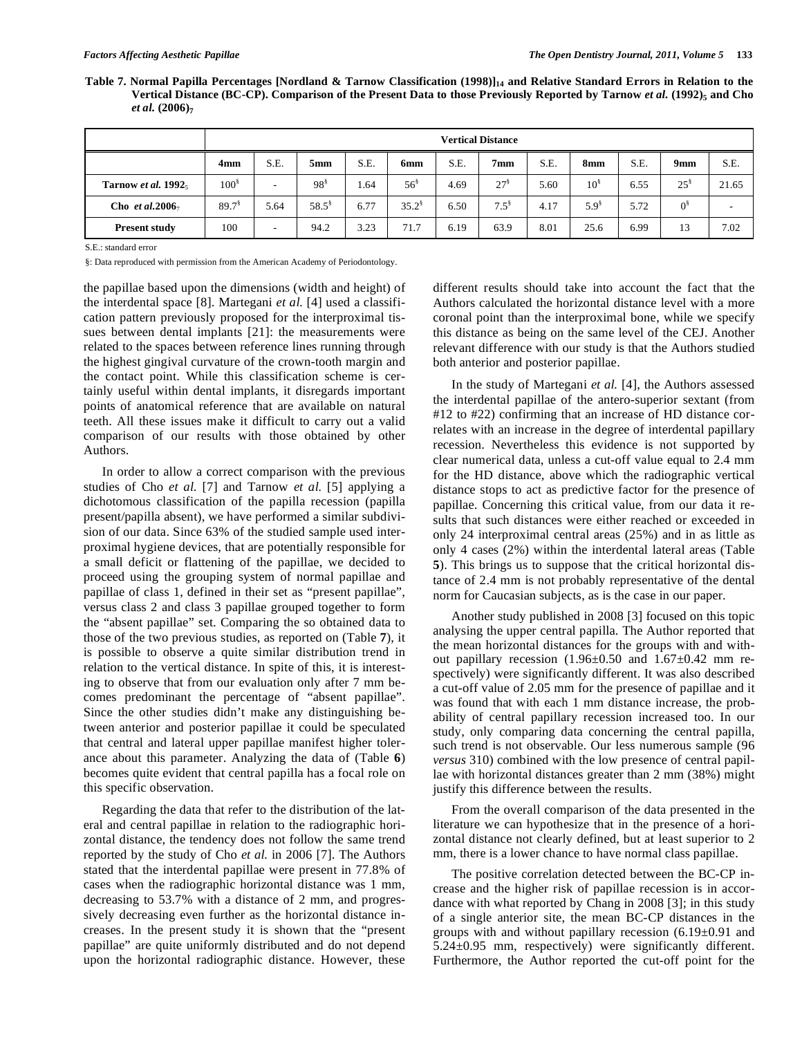**Table 7. Normal Papilla Percentages [Nordland & Tarnow Classification (1998)][14] and Relative Standard Errors in Relation to the Vertical Distance (BC-CP). Comparison of the Present Data to those Previously Reported by Tarnow *et al.* (1992)[5] and Cho *et al.* (2006)[7]**

| | Vertical Distance | | | | | | | | | | | |
|---|---|---|---|---|---|---|---|---|---|---|---|---|
| | **4mm** | S.E. | **5mm** | S.E. | **6mm** | S.E. | **7mm** | S.E. | **8mm** | S.E. | **9mm** | S.E. |
| **Tarnow *et al.* 1992**[5] | 100§ | - | 98§ | 1.64 | 56§ | 4.69 | 27§ | 5.60 | 10§ | 6.55 | 25§ | 21.65 |
| **Cho *et al.*2006**[7] | 89.7§ | 5.64 | 58.5§ | 6.77 | 35.2§ | 6.50 | 7.5§ | 4.17 | 5.9§ | 5.72 | 0§ | - |
| **Present study** | 100 | - | 94.2 | 3.23 | 71.7 | 6.19 | 63.9 | 8.01 | 25.6 | 6.99 | 13 | 7.02 |

S.E.: standard error

§: Data reproduced with permission from the American Academy of Periodontology.

the papillae based upon the dimensions (width and height) of the interdental space [8]. Martegani *et al.* [4] used a classification pattern previously proposed for the interproximal tissues between dental implants [21]: the measurements were related to the spaces between reference lines running through the highest gingival curvature of the crown-tooth margin and the contact point. While this classification scheme is certainly useful within dental implants, it disregards important points of anatomical reference that are available on natural teeth. All these issues make it difficult to carry out a valid comparison of our results with those obtained by other Authors.

In order to allow a correct comparison with the previous studies of Cho *et al.* [7] and Tarnow *et al.* [5] applying a dichotomous classification of the papilla recession (papilla present/papilla absent), we have performed a similar subdivision of our data. Since 63% of the studied sample used interproximal hygiene devices, that are potentially responsible for a small deficit or flattening of the papillae, we decided to proceed using the grouping system of normal papillae and papillae of class 1, defined in their set as "present papillae", versus class 2 and class 3 papillae grouped together to form the "absent papillae" set. Comparing the so obtained data to those of the two previous studies, as reported on (Table **7**), it is possible to observe a quite similar distribution trend in relation to the vertical distance. In spite of this, it is interesting to observe that from our evaluation only after 7 mm becomes predominant the percentage of "absent papillae". Since the other studies didn't make any distinguishing between anterior and posterior papillae it could be speculated that central and lateral upper papillae manifest higher tolerance about this parameter. Analyzing the data of (Table **6**) becomes quite evident that central papilla has a focal role on this specific observation.

Regarding the data that refer to the distribution of the lateral and central papillae in relation to the radiographic horizontal distance, the tendency does not follow the same trend reported by the study of Cho *et al.* in 2006 [7]. The Authors stated that the interdental papillae were present in 77.8% of cases when the radiographic horizontal distance was 1 mm, decreasing to 53.7% with a distance of 2 mm, and progressively decreasing even further as the horizontal distance increases. In the present study it is shown that the "present papillae" are quite uniformly distributed and do not depend upon the horizontal radiographic distance. However, these different results should take into account the fact that the Authors calculated the horizontal distance level with a more coronal point than the interproximal bone, while we specify this distance as being on the same level of the CEJ. Another relevant difference with our study is that the Authors studied both anterior and posterior papillae.

In the study of Martegani *et al.* [4], the Authors assessed the interdental papillae of the antero-superior sextant (from #12 to #22) confirming that an increase of HD distance correlates with an increase in the degree of interdental papillary recession. Nevertheless this evidence is not supported by clear numerical data, unless a cut-off value equal to 2.4 mm for the HD distance, above which the radiographic vertical distance stops to act as predictive factor for the presence of papillae. Concerning this critical value, from our data it results that such distances were either reached or exceeded in only 24 interproximal central areas (25%) and in as little as only 4 cases (2%) within the interdental lateral areas (Table **5**). This brings us to suppose that the critical horizontal distance of 2.4 mm is not probably representative of the dental norm for Caucasian subjects, as is the case in our paper.

Another study published in 2008 [3] focused on this topic analysing the upper central papilla. The Author reported that the mean horizontal distances for the groups with and without papillary recession (1.96±0.50 and 1.67±0.42 mm respectively) were significantly different. It was also described a cut-off value of 2.05 mm for the presence of papillae and it was found that with each 1 mm distance increase, the probability of central papillary recession increased too. In our study, only comparing data concerning the central papilla, such trend is not observable. Our less numerous sample (96 *versus* 310) combined with the low presence of central papillae with horizontal distances greater than 2 mm (38%) might justify this difference between the results.

From the overall comparison of the data presented in the literature we can hypothesize that in the presence of a horizontal distance not clearly defined, but at least superior to 2 mm, there is a lower chance to have normal class papillae.

The positive correlation detected between the BC-CP increase and the higher risk of papillae recession is in accordance with what reported by Chang in 2008 [3]; in this study of a single anterior site, the mean BC-CP distances in the groups with and without papillary recession (6.19±0.91 and 5.24±0.95 mm, respectively) were significantly different. Furthermore, the Author reported the cut-off point for the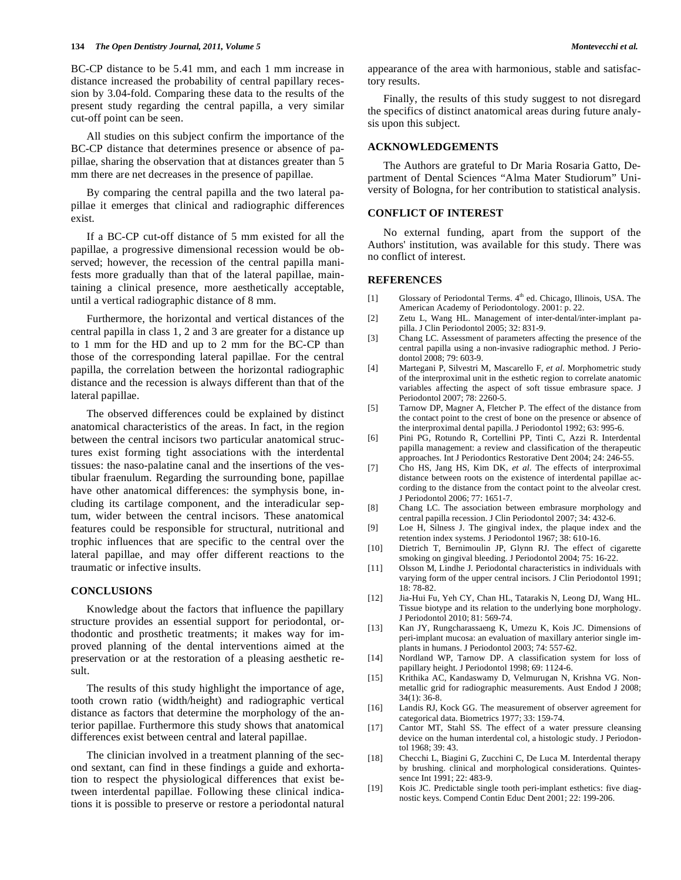BC-CP distance to be 5.41 mm, and each 1 mm increase in distance increased the probability of central papillary recession by 3.04-fold. Comparing these data to the results of the present study regarding the central papilla, a very similar cut-off point can be seen.

All studies on this subject confirm the importance of the BC-CP distance that determines presence or absence of papillae, sharing the observation that at distances greater than 5 mm there are net decreases in the presence of papillae.

By comparing the central papilla and the two lateral papillae it emerges that clinical and radiographic differences exist.

If a BC-CP cut-off distance of 5 mm existed for all the papillae, a progressive dimensional recession would be observed; however, the recession of the central papilla manifests more gradually than that of the lateral papillae, maintaining a clinical presence, more aesthetically acceptable, until a vertical radiographic distance of 8 mm.

Furthermore, the horizontal and vertical distances of the central papilla in class 1, 2 and 3 are greater for a distance up to 1 mm for the HD and up to 2 mm for the BC-CP than those of the corresponding lateral papillae. For the central papilla, the correlation between the horizontal radiographic distance and the recession is always different than that of the lateral papillae.

The observed differences could be explained by distinct anatomical characteristics of the areas. In fact, in the region between the central incisors two particular anatomical structures exist forming tight associations with the interdental tissues: the naso-palatine canal and the insertions of the vestibular fraenulum. Regarding the surrounding bone, papillae have other anatomical differences: the symphysis bone, including its cartilage component, and the interadicular septum, wider between the central incisors. These anatomical features could be responsible for structural, nutritional and trophic influences that are specific to the central over the lateral papillae, and may offer different reactions to the traumatic or infective insults.

## CONCLUSIONS

Knowledge about the factors that influence the papillary structure provides an essential support for periodontal, orthodontic and prosthetic treatments; it makes way for improved planning of the dental interventions aimed at the preservation or at the restoration of a pleasing aesthetic result.

The results of this study highlight the importance of age, tooth crown ratio (width/height) and radiographic vertical distance as factors that determine the morphology of the anterior papillae. Furthermore this study shows that anatomical differences exist between central and lateral papillae.

The clinician involved in a treatment planning of the second sextant, can find in these findings a guide and exhortation to respect the physiological differences that exist between interdental papillae. Following these clinical indications it is possible to preserve or restore a periodontal natural appearance of the area with harmonious, stable and satisfactory results.

Finally, the results of this study suggest to not disregard the specifics of distinct anatomical areas during future analysis upon this subject.

## ACKNOWLEDGEMENTS

The Authors are grateful to Dr Maria Rosaria Gatto, Department of Dental Sciences “Alma Mater Studiorum” University of Bologna, for her contribution to statistical analysis.

## CONFLICT OF INTEREST

No external funding, apart from the support of the Authors' institution, was available for this study. There was no conflict of interest.

## REFERENCES

[1] Glossary of Periodontal Terms. 4th ed. Chicago, Illinois, USA. The American Academy of Periodontology. 2001: p. 22.

[2] Zetu L, Wang HL. Management of inter-dental/inter-implant papilla. J Clin Periodontol 2005; 32: 831-9.

[3] Chang LC. Assessment of parameters affecting the presence of the central papilla using a non-invasive radiographic method. J Periodontol 2008; 79: 603-9.

[4] Martegani P, Silvestri M, Mascarello F, *et al*. Morphometric study of the interproximal unit in the esthetic region to correlate anatomic variables affecting the aspect of soft tissue embrasure space. J Periodontol 2007; 78: 2260-5.

[5] Tarnow DP, Magner A, Fletcher P. The effect of the distance from the contact point to the crest of bone on the presence or absence of the interproximal dental papilla. J Periodontol 1992; 63: 995-6.

[6] Pini PG, Rotundo R, Cortellini PP, Tinti C, Azzi R. Interdental papilla management: a review and classification of the therapeutic approaches. Int J Periodontics Restorative Dent 2004; 24: 246-55.

[7] Cho HS, Jang HS, Kim DK, *et al*. The effects of interproximal distance between roots on the existence of interdental papillae according to the distance from the contact point to the alveolar crest. J Periodontol 2006; 77: 1651-7.

[8] Chang LC. The association between embrasure morphology and central papilla recession. J Clin Periodontol 2007; 34: 432-6.

[9] Loe H, Silness J. The gingival index, the plaque index and the retention index systems. J Periodontol 1967; 38: 610-16.

[10] Dietrich T, Bernimoulin JP, Glynn RJ. The effect of cigarette smoking on gingival bleeding. J Periodontol 2004; 75: 16-22.

[11] Olsson M, Lindhe J. Periodontal characteristics in individuals with varying form of the upper central incisors. J Clin Periodontol 1991; 18: 78-82.

[12] Jia-Hui Fu, Yeh CY, Chan HL, Tatarakis N, Leong DJ, Wang HL. Tissue biotype and its relation to the underlying bone morphology. J Periodontol 2010; 81: 569-74.

[13] Kan JY, Rungcharassaeng K, Umezu K, Kois JC. Dimensions of peri-implant mucosa: an evaluation of maxillary anterior single implants in humans. J Periodontol 2003; 74: 557-62.

[14] Nordland WP, Tarnow DP. A classification system for loss of papillary height. J Periodontol 1998; 69: 1124-6.

[15] Krithika AC, Kandaswamy D, Velmurugan N, Krishna VG. Non-metallic grid for radiographic measurements. Aust Endod J 2008; 34(1): 36-8.

[16] Landis RJ, Kock GG. The measurement of observer agreement for categorical data. Biometrics 1977; 33: 159-74.

[17] Cantor MT, Stahl SS. The effect of a water pressure cleansing device on the human interdental col, a histologic study. J Periodontol 1968; 39: 43.

[18] Checchi L, Biagini G, Zucchini C, De Luca M. Interdental therapy by brushing. clinical and morphological considerations. Quintessence Int 1991; 22: 483-9.

[19] Kois JC. Predictable single tooth peri-implant esthetics: five diagnostic keys. Compend Contin Educ Dent 2001; 22: 199-206.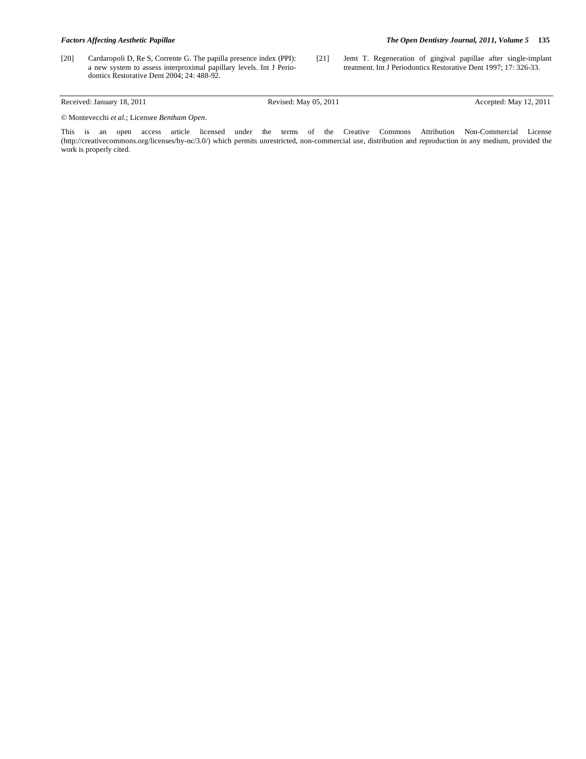[20] Cardaropoli D, Re S, Corrente G. The papilla presence index (PPI): a new system to assess interproximal papillary levels. Int J Periodontics Restorative Dent 2004; 24: 488-92.

[21] Jemt T. Regeneration of gingival papillae after single-implant treatment. Int J Periodontics Restorative Dent 1997; 17: 326-33.

Received: January 18, 2011 Revised: May 05, 2011 Accepted: May 12, 2011

© Montevecchi *et al.*; Licensee *Bentham Open*.

This is an open access article licensed under the terms of the Creative Commons Attribution Non-Commercial License (http://creativecommons.org/licenses/by-nc/3.0/) which permits unrestricted, non-commercial use, distribution and reproduction in any medium, provided the work is properly cited.